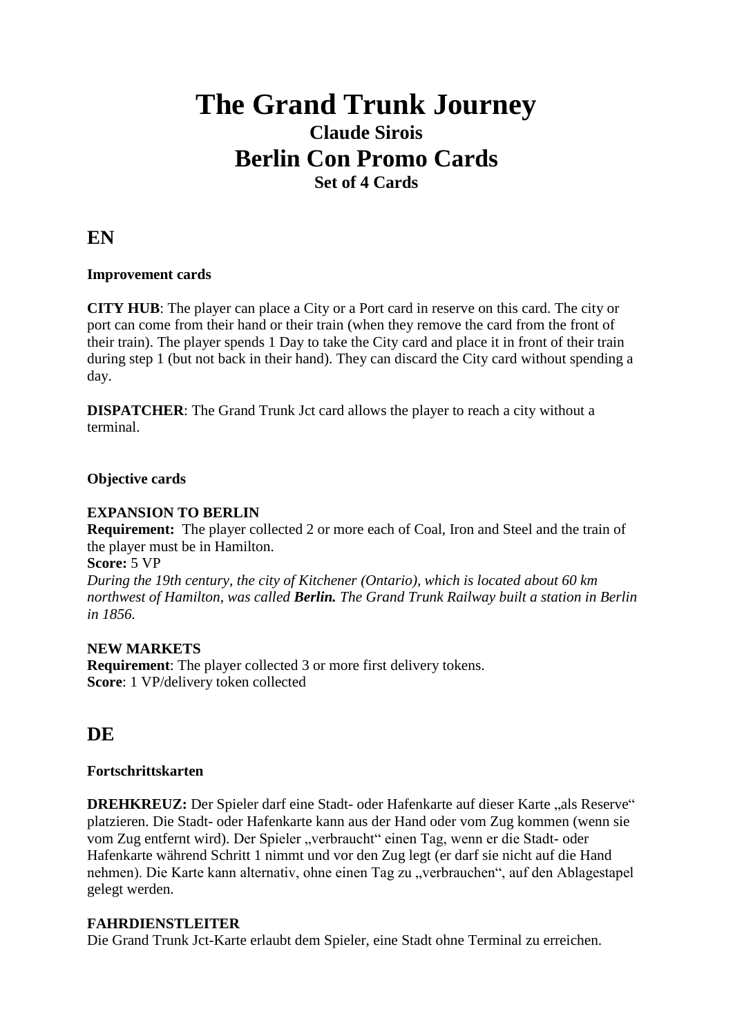# The Grand Trunk Journey

## Claude Sirois

## Berlin Con Promo Cards

### Set of 4 Cards

## EN

**Improvement cards**

**CITY HUB**: The player can place a City or a Port card in reserve on this card. The city or port can come from their hand or their train (when they remove the card from the front of their train). The player spends 1 Day to take the City card and place it in front of their train during step 1 (but not back in their hand). They can discard the City card without spending a day.

**DISPATCHER**: The Grand Trunk Jct card allows the player to reach a city without a terminal.

**Objective cards**

**EXPANSION TO BERLIN**
**Requirement:** The player collected 2 or more each of Coal, Iron and Steel and the train of the player must be in Hamilton.
**Score:** 5 VP
*During the 19th century, the city of Kitchener (Ontario), which is located about 60 km northwest of Hamilton, was called **Berlin.** The Grand Trunk Railway built a station in Berlin in 1856.*

**NEW MARKETS**
**Requirement**: The player collected 3 or more first delivery tokens.
**Score**: 1 VP/delivery token collected

## DE

**Fortschrittskarten**

**DREHKREUZ:** Der Spieler darf eine Stadt- oder Hafenkarte auf dieser Karte „als Reserve" platzieren. Die Stadt- oder Hafenkarte kann aus der Hand oder vom Zug kommen (wenn sie vom Zug entfernt wird). Der Spieler „verbraucht" einen Tag, wenn er die Stadt- oder Hafenkarte während Schritt 1 nimmt und vor den Zug legt (er darf sie nicht auf die Hand nehmen). Die Karte kann alternativ, ohne einen Tag zu „verbrauchen", auf den Ablagestapel gelegt werden.

**FAHRDIENSTLEITER**
Die Grand Trunk Jct-Karte erlaubt dem Spieler, eine Stadt ohne Terminal zu erreichen.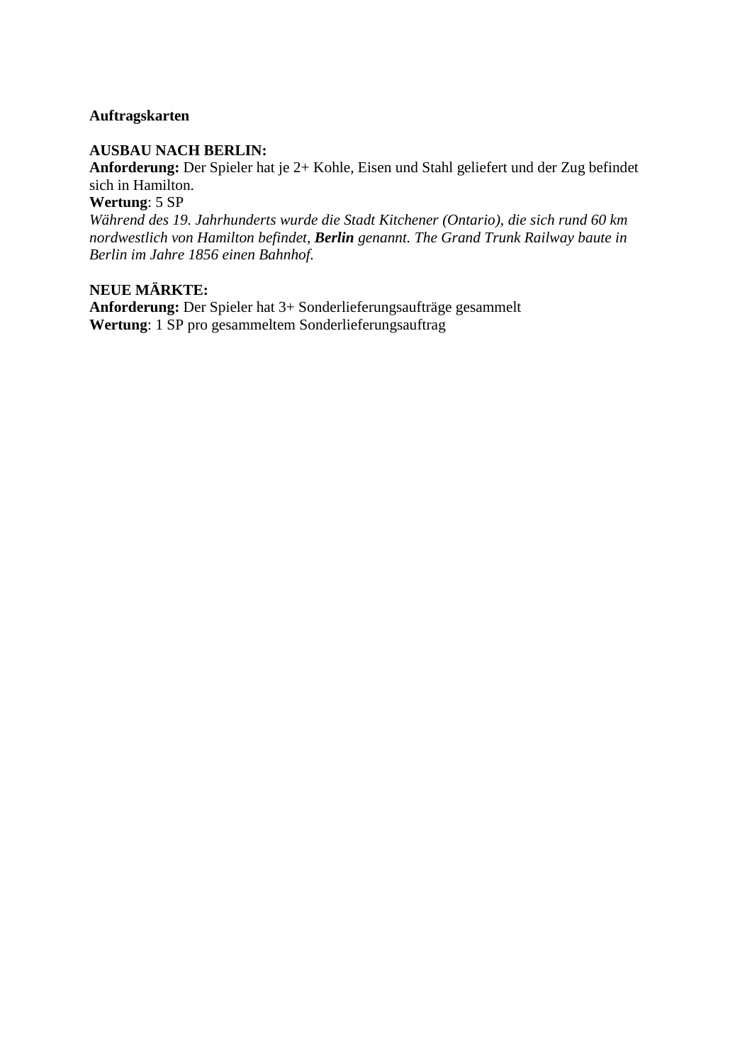**Auftragskarten**

**AUSBAU NACH BERLIN:**
**Anforderung:** Der Spieler hat je 2+ Kohle, Eisen und Stahl geliefert und der Zug befindet sich in Hamilton.
**Wertung**: 5 SP
*Während des 19. Jahrhunderts wurde die Stadt Kitchener (Ontario), die sich rund 60 km nordwestlich von Hamilton befindet,* ***Berlin*** *genannt. The Grand Trunk Railway baute in Berlin im Jahre 1856 einen Bahnhof.*

**NEUE MÄRKTE:**
**Anforderung:** Der Spieler hat 3+ Sonderlieferungsaufträge gesammelt
**Wertung**: 1 SP pro gesammeltem Sonderlieferungsauftrag